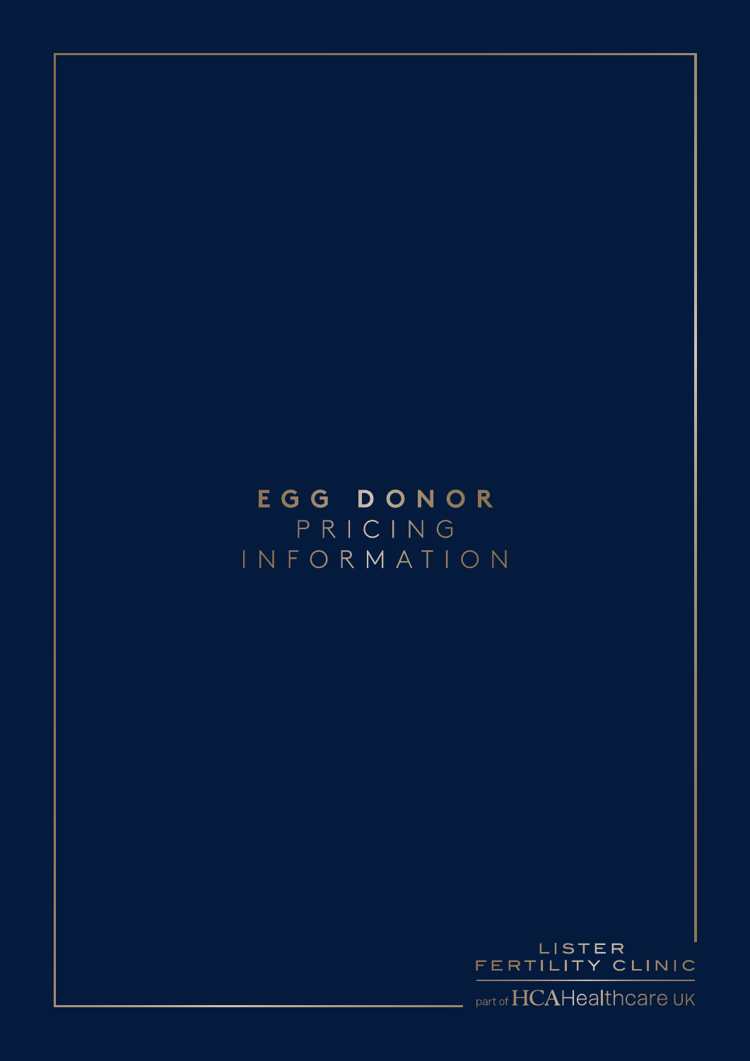# EGG DONOR PRICING INFORMATION

LISTER FERTILITY CLINIC

part of HCAHealthcare UK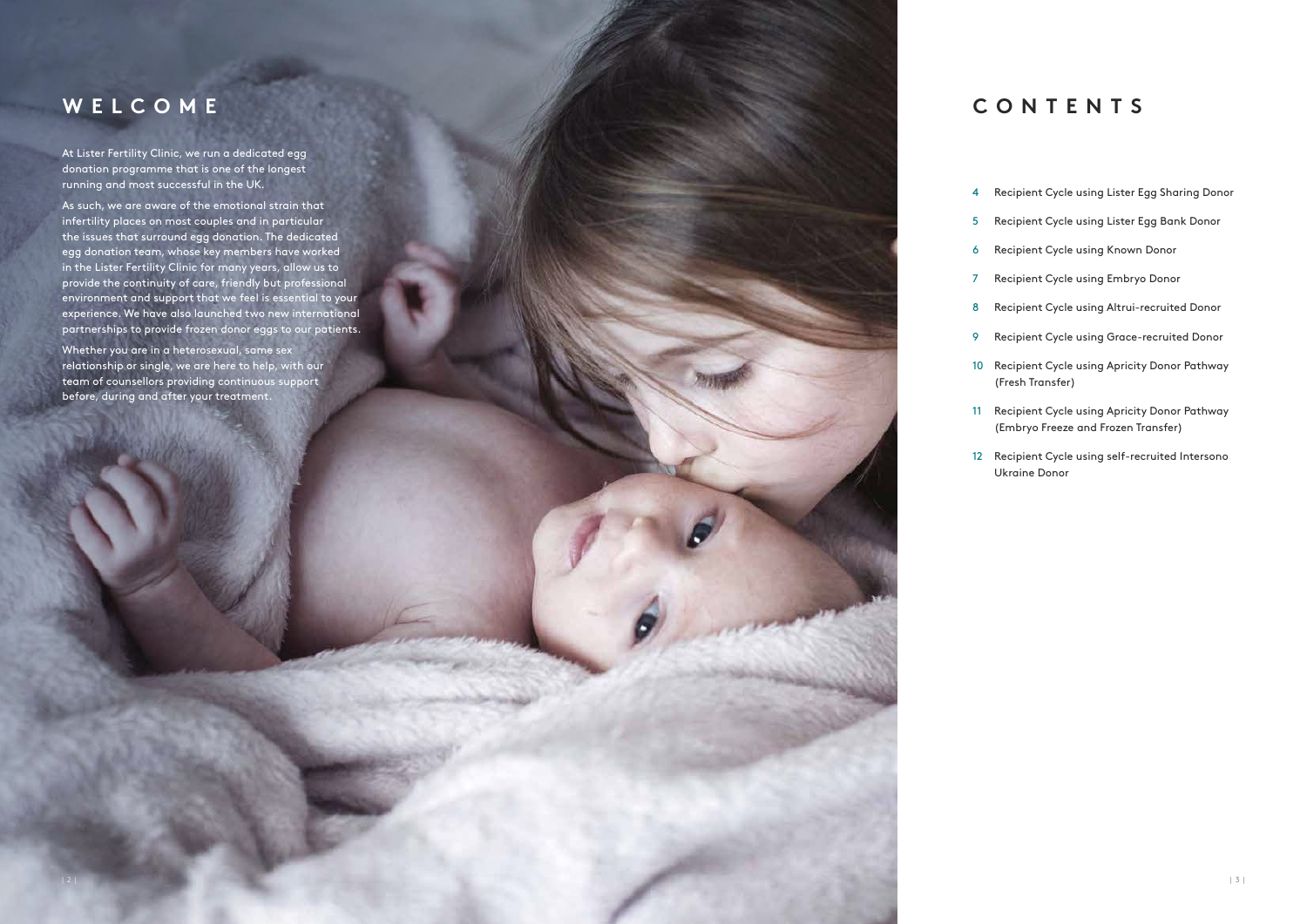# WELCOME

At Lister Fertility Clinic, we run a dedicated egg donation programme that is one of the longest running and most successful in the UK.

As such, we are aware of the emotional strain that infertility places on most couples and in particular the issues that surround egg donation. The dedicated egg donation team, whose key members have worked in the Lister Fertility Clinic for many years, allow us to provide the continuity of care, friendly but professional environment and support that we feel is essential to your experience. We have also launched two new international partnerships to provide frozen donor eggs to our patients.

Whether you are in a heterosexual, same sex relationship or single, we are here to help, with our team of counsellors providing continuous support before, during and after your treatment.

# CONTENTS

- 4 Recipient Cycle using Lister Egg Sharing Donor
- 5 Recipient Cycle using Lister Egg Bank Donor
- 6 Recipient Cycle using Known Donor
- 7 Recipient Cycle using Embryo Donor
- 8 Recipient Cycle using Altrui-recruited Donor
- 9 Recipient Cycle using Grace-recruited Donor
- 10 Recipient Cycle using Apricity Donor Pathway (Fresh Transfer)
- 11 Recipient Cycle using Apricity Donor Pathway (Embryo Freeze and Frozen Transfer)
- 12 Recipient Cycle using self-recruited Intersono Ukraine Donor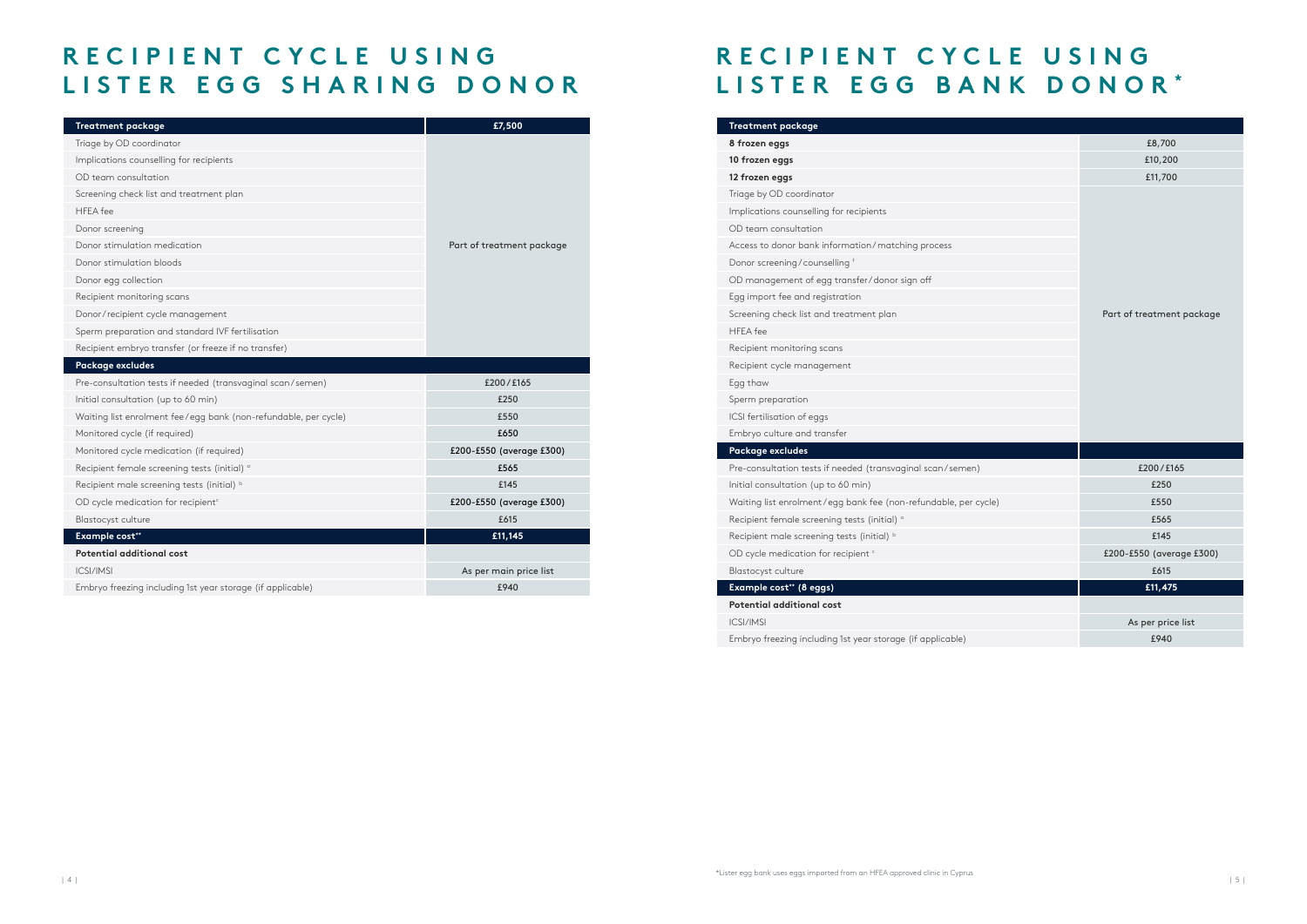# RECIPIENT CYCLE USING LISTER EGG SHARING DONOR

| Treatment package | £7,500 |
| --- | --- |
| Triage by OD coordinator | Part of treatment package |
| Implications counselling for recipients | |
| OD team consultation | |
| Screening check list and treatment plan | |
| HFEA fee | |
| Donor screening | |
| Donor stimulation medication | |
| Donor stimulation bloods | |
| Donor egg collection | |
| Recipient monitoring scans | |
| Donor/recipient cycle management | |
| Sperm preparation and standard IVF fertilisation | |
| Recipient embryo transfer (or freeze if no transfer) | |
| **Package excludes** | |
| Pre-consultation tests if needed (transvaginal scan/semen) | £200/£165 |
| Initial consultation (up to 60 min) | £250 |
| Waiting list enrolment fee/egg bank (non-refundable, per cycle) | £550 |
| Monitored cycle (if required) | £650 |
| Monitored cycle medication (if required) | £200-£550 (average £300) |
| Recipient female screening tests (initial) [a] | £565 |
| Recipient male screening tests (initial) [b] | £145 |
| OD cycle medication for recipient [c] | £200-£550 (average £300) |
| Blastocyst culture | £615 |
| **Example cost\*\*** | **£11,145** |
| **Potential additional cost** | |
| ICSI/IMSI | As per main price list |
| Embryo freezing including 1st year storage (if applicable) | £940 |

# RECIPIENT CYCLE USING LISTER EGG BANK DONOR*

| Treatment package | |
| --- | --- |
| **8 frozen eggs** | £8,700 |
| **10 frozen eggs** | £10,200 |
| **12 frozen eggs** | £11,700 |
| Triage by OD coordinator | Part of treatment package |
| Implications counselling for recipients | |
| OD team consultation | |
| Access to donor bank information/matching process | |
| Donor screening/counselling [f] | |
| OD management of egg transfer/donor sign off | |
| Egg import fee and registration | |
| Screening check list and treatment plan | |
| HFEA fee | |
| Recipient monitoring scans | |
| Recipient cycle management | |
| Egg thaw | |
| Sperm preparation | |
| ICSI fertilisation of eggs | |
| Embryo culture and transfer | |
| **Package excludes** | |
| Pre-consultation tests if needed (transvaginal scan/semen) | £200/£165 |
| Initial consultation (up to 60 min) | £250 |
| Waiting list enrolment/egg bank fee (non-refundable, per cycle) | £550 |
| Recipient female screening tests (initial) [a] | £565 |
| Recipient male screening tests (initial) [b] | £145 |
| OD cycle medication for recipient [c] | £200-£550 (average £300) |
| Blastocyst culture | £615 |
| **Example cost\*\* (8 eggs)** | **£11,475** |
| **Potential additional cost** | |
| ICSI/IMSI | As per price list |
| Embryo freezing including 1st year storage (if applicable) | £940 |

*Lister egg bank uses eggs imported from an HFEA approved clinic in Cyprus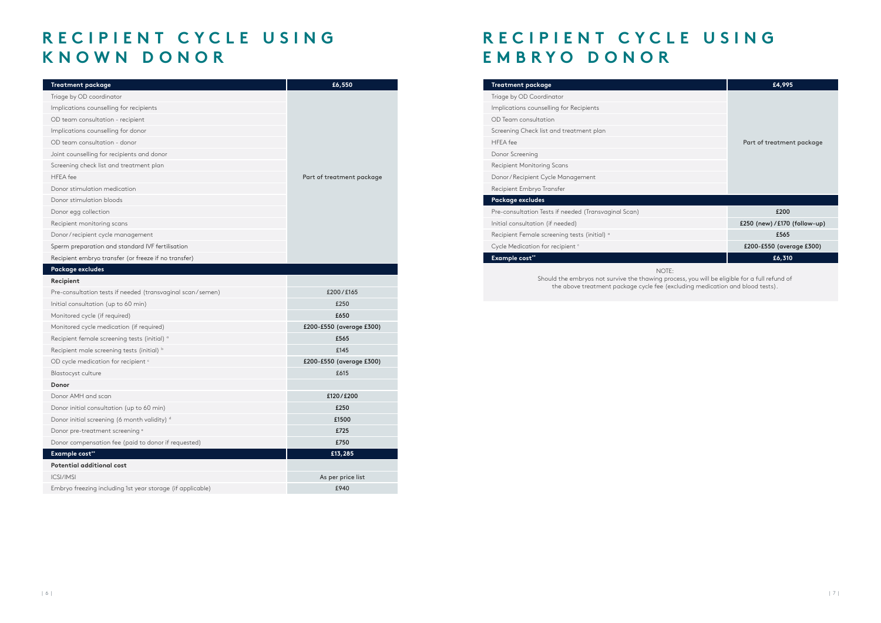# RECIPIENT CYCLE USING KNOWN DONOR

| Treatment package | £6,550 |
|---|---|
| Triage by OD coordinator | Part of treatment package |
| Implications counselling for recipients | |
| OD team consultation - recipient | |
| Implications counselling for donor | |
| OD team consultation - donor | |
| Joint counselling for recipients and donor | |
| Screening check list and treatment plan | |
| HFEA fee | |
| Donor stimulation medication | |
| Donor stimulation bloods | |
| Donor egg collection | |
| Recipient monitoring scans | |
| Donor/recipient cycle management | |
| Sperm preparation and standard IVF fertilisation | |
| Recipient embryo transfer (or freeze if no transfer) | |
| **Package excludes** | |
| **Recipient** | |
| Pre-consultation tests if needed (transvaginal scan/semen) | £200/£165 |
| Initial consultation (up to 60 min) | £250 |
| Monitored cycle (if required) | £650 |
| Monitored cycle medication (if required) | £200-£550 (average £300) |
| Recipient female screening tests (initial) [a] | £565 |
| Recipient male screening tests (initial) [b] | £145 |
| OD cycle medication for recipient [c] | £200-£550 (average £300) |
| Blastocyst culture | £615 |
| **Donor** | |
| Donor AMH and scan | £120/£200 |
| Donor initial consultation (up to 60 min) | £250 |
| Donor initial screening (6 month validity) [d] | £1500 |
| Donor pre-treatment screening [e] | £725 |
| Donor compensation fee (paid to donor if requested) | £750 |
| **Example cost**** | **£13,285** |
| **Potential additional cost** | |
| ICSI/IMSI | As per price list |
| Embryo freezing including 1st year storage (if applicable) | £940 |

# RECIPIENT CYCLE USING EMBRYO DONOR

| Treatment package | £4,995 |
|---|---|
| Triage by OD Coordinator | Part of treatment package |
| Implications counselling for Recipients | |
| OD Team consultation | |
| Screening Check list and treatment plan | |
| HFEA fee | |
| Donor Screening | |
| Recipient Monitoring Scans | |
| Donor/Recipient Cycle Management | |
| Recipient Embryo Transfer | |
| **Package excludes** | |
| Pre-consultation Tests if needed (Transvaginal Scan) | £200 |
| Initial consultation (if needed) | £250 (new)/£170 (follow-up) |
| Recipient Female screening tests (initial) [a] | £565 |
| Cycle Medication for recipient [c] | £200-£550 (average £300) |
| **Example cost**** | **£6,310** |

NOTE:
Should the embryos not survive the thawing process, you will be eligible for a full refund of the above treatment package cycle fee (excluding medication and blood tests).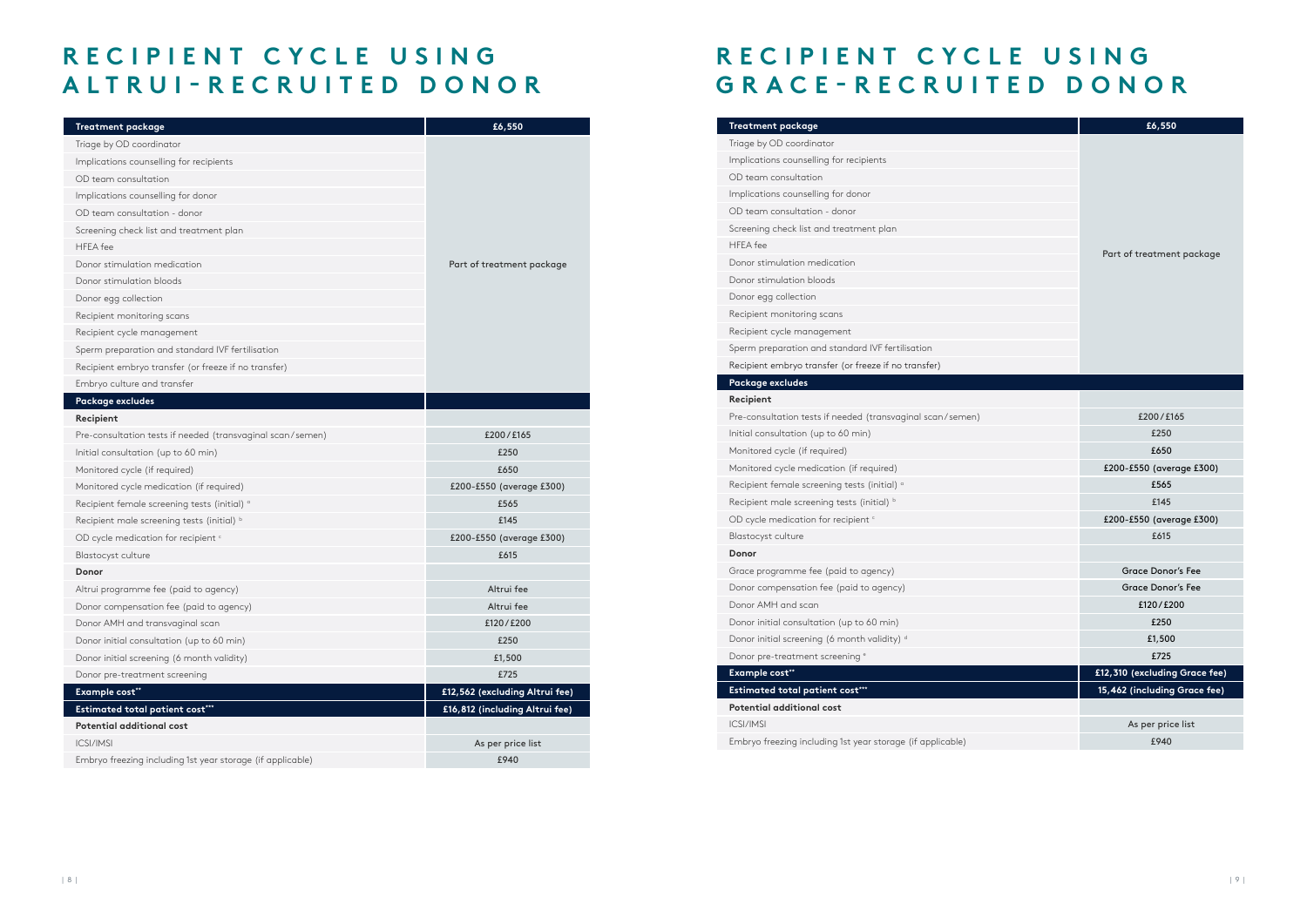# RECIPIENT CYCLE USING ALTRUI-RECRUITED DONOR

| Treatment package | £6,550 |
|---|---|
| Triage by OD coordinator | Part of treatment package |
| Implications counselling for recipients | |
| OD team consultation | |
| Implications counselling for donor | |
| OD team consultation - donor | |
| Screening check list and treatment plan | |
| HFEA fee | |
| Donor stimulation medication | |
| Donor stimulation bloods | |
| Donor egg collection | |
| Recipient monitoring scans | |
| Recipient cycle management | |
| Sperm preparation and standard IVF fertilisation | |
| Recipient embryo transfer (or freeze if no transfer) | |
| Embryo culture and transfer | |
| **Package excludes** | |
| **Recipient** | |
| Pre-consultation tests if needed (transvaginal scan/semen) | £200/£165 |
| Initial consultation (up to 60 min) | £250 |
| Monitored cycle (if required) | £650 |
| Monitored cycle medication (if required) | £200-£550 (average £300) |
| Recipient female screening tests (initial) [a] | £565 |
| Recipient male screening tests (initial) [b] | £145 |
| OD cycle medication for recipient [c] | £200-£550 (average £300) |
| Blastocyst culture | £615 |
| **Donor** | |
| Altrui programme fee (paid to agency) | Altrui fee |
| Donor compensation fee (paid to agency) | Altrui fee |
| Donor AMH and transvaginal scan | £120/£200 |
| Donor initial consultation (up to 60 min) | £250 |
| Donor initial screening (6 month validity) | £1,500 |
| Donor pre-treatment screening | £725 |
| **Example cost\*\*** | **£12,562 (excluding Altrui fee)** |
| **Estimated total patient cost\*\*\*** | **£16,812 (including Altrui fee)** |
| **Potential additional cost** | |
| ICSI/IMSI | As per price list |
| Embryo freezing including 1st year storage (if applicable) | £940 |

# RECIPIENT CYCLE USING GRACE-RECRUITED DONOR

| Treatment package | £6,550 |
|---|---|
| Triage by OD coordinator | Part of treatment package |
| Implications counselling for recipients | |
| OD team consultation | |
| Implications counselling for donor | |
| OD team consultation - donor | |
| Screening check list and treatment plan | |
| HFEA fee | |
| Donor stimulation medication | |
| Donor stimulation bloods | |
| Donor egg collection | |
| Recipient monitoring scans | |
| Recipient cycle management | |
| Sperm preparation and standard IVF fertilisation | |
| Recipient embryo transfer (or freeze if no transfer) | |
| **Package excludes** | |
| **Recipient** | |
| Pre-consultation tests if needed (transvaginal scan/semen) | £200/£165 |
| Initial consultation (up to 60 min) | £250 |
| Monitored cycle (if required) | £650 |
| Monitored cycle medication (if required) | £200-£550 (average £300) |
| Recipient female screening tests (initial) [a] | £565 |
| Recipient male screening tests (initial) [b] | £145 |
| OD cycle medication for recipient [c] | £200-£550 (average £300) |
| Blastocyst culture | £615 |
| **Donor** | |
| Grace programme fee (paid to agency) | Grace Donor's Fee |
| Donor compensation fee (paid to agency) | Grace Donor's Fee |
| Donor AMH and scan | £120/£200 |
| Donor initial consultation (up to 60 min) | £250 |
| Donor initial screening (6 month validity) [d] | £1,500 |
| Donor pre-treatment screening [e] | £725 |
| **Example cost\*\*** | **£12,310 (excluding Grace fee)** |
| **Estimated total patient cost\*\*\*** | **15,462 (including Grace fee)** |
| **Potential additional cost** | |
| ICSI/IMSI | As per price list |
| Embryo freezing including 1st year storage (if applicable) | £940 |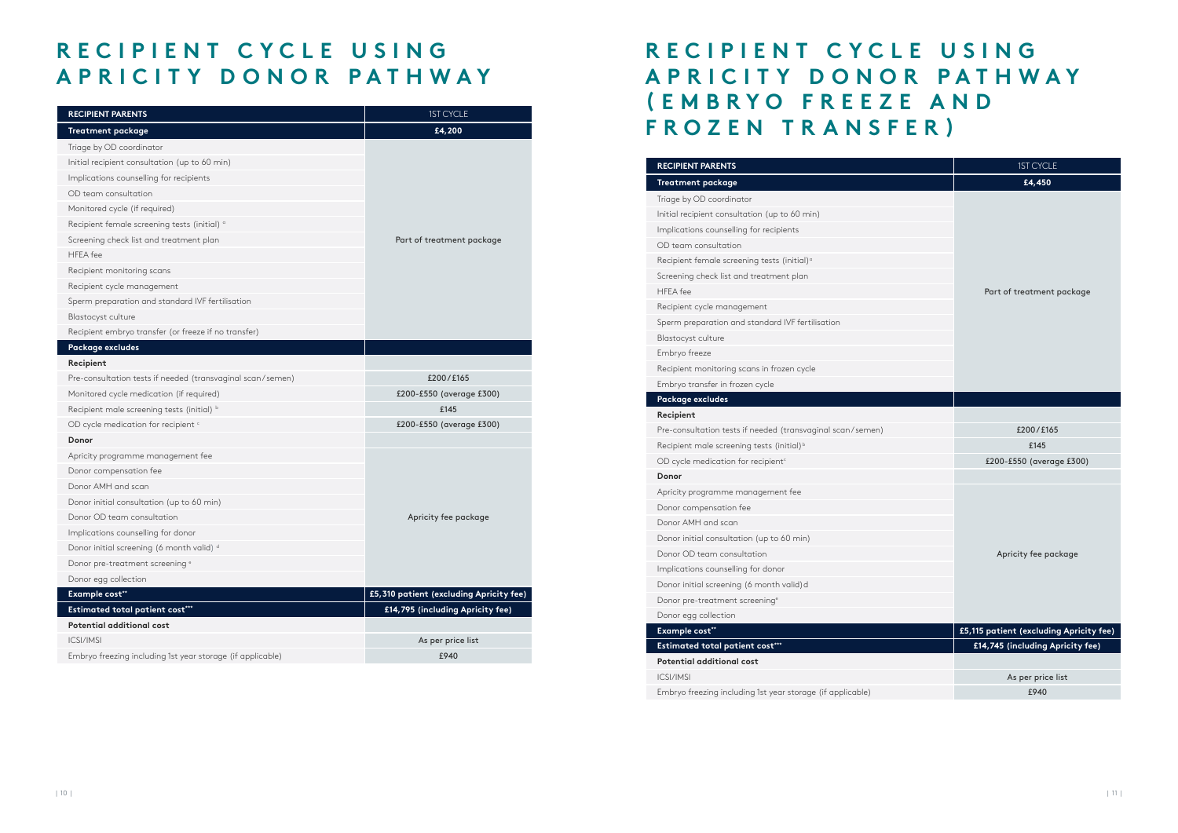# RECIPIENT CYCLE USING APRICITY DONOR PATHWAY

| RECIPIENT PARENTS | 1ST CYCLE |
|---|---|
| **Treatment package** | **£4,200** |
| Triage by OD coordinator | Part of treatment package |
| Initial recipient consultation (up to 60 min) | |
| Implications counselling for recipients | |
| OD team consultation | |
| Monitored cycle (if required) | |
| Recipient female screening tests (initial) [a] | |
| Screening check list and treatment plan | |
| HFEA fee | |
| Recipient monitoring scans | |
| Recipient cycle management | |
| Sperm preparation and standard IVF fertilisation | |
| Blastocyst culture | |
| Recipient embryo transfer (or freeze if no transfer) | |
| **Package excludes** | |
| **Recipient** | |
| Pre-consultation tests if needed (transvaginal scan/semen) | £200/£165 |
| Monitored cycle medication (if required) | £200-£550 (average £300) |
| Recipient male screening tests (initial) [b] | £145 |
| OD cycle medication for recipient [c] | £200-£550 (average £300) |
| **Donor** | |
| Apricity programme management fee | Apricity fee package |
| Donor compensation fee | |
| Donor AMH and scan | |
| Donor initial consultation (up to 60 min) | |
| Donor OD team consultation | |
| Implications counselling for donor | |
| Donor initial screening (6 month valid) [d] | |
| Donor pre-treatment screening [e] | |
| Donor egg collection | |
| **Example cost**** | **£5,310 patient (excluding Apricity fee)** |
| **Estimated total patient cost***** | **£14,795 (including Apricity fee)** |
| **Potential additional cost** | |
| ICSI/IMSI | As per price list |
| Embryo freezing including 1st year storage (if applicable) | £940 |

# RECIPIENT CYCLE USING APRICITY DONOR PATHWAY (EMBRYO FREEZE AND FROZEN TRANSFER)

| RECIPIENT PARENTS | 1ST CYCLE |
|---|---|
| **Treatment package** | **£4,450** |
| Triage by OD coordinator | Part of treatment package |
| Initial recipient consultation (up to 60 min) | |
| Implications counselling for recipients | |
| OD team consultation | |
| Recipient female screening tests (initial) [a] | |
| Screening check list and treatment plan | |
| HFEA fee | |
| Recipient cycle management | |
| Sperm preparation and standard IVF fertilisation | |
| Blastocyst culture | |
| Embryo freeze | |
| Recipient monitoring scans in frozen cycle | |
| Embryo transfer in frozen cycle | |
| **Package excludes** | |
| **Recipient** | |
| Pre-consultation tests if needed (transvaginal scan/semen) | £200/£165 |
| Recipient male screening tests (initial) [b] | £145 |
| OD cycle medication for recipient [c] | £200-£550 (average £300) |
| **Donor** | |
| Apricity programme management fee | Apricity fee package |
| Donor compensation fee | |
| Donor AMH and scan | |
| Donor initial consultation (up to 60 min) | |
| Donor OD team consultation | |
| Implications counselling for donor | |
| Donor initial screening (6 month valid) d | |
| Donor pre-treatment screening [e] | |
| Donor egg collection | |
| **Example cost**** | **£5,115 patient (excluding Apricity fee)** |
| **Estimated total patient cost***** | **£14,745 (including Apricity fee)** |
| **Potential additional cost** | |
| ICSI/IMSI | As per price list |
| Embryo freezing including 1st year storage (if applicable) | £940 |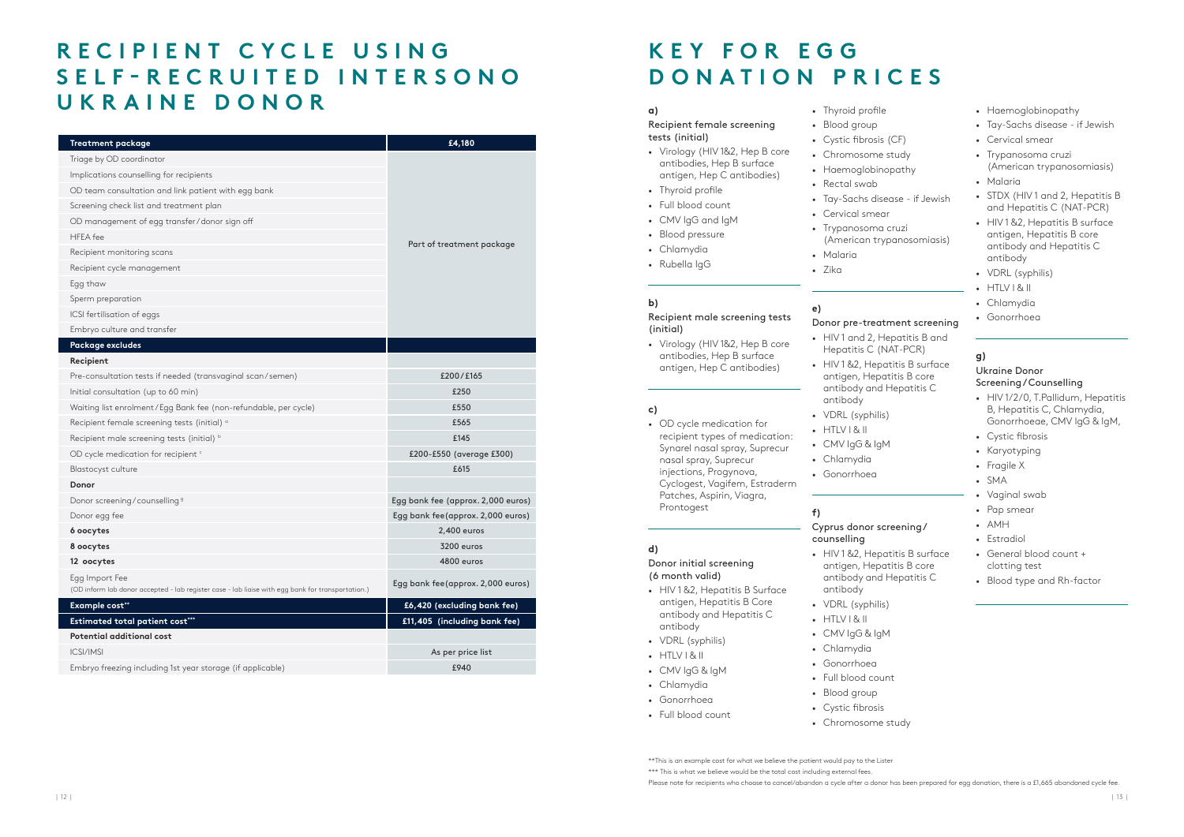# RECIPIENT CYCLE USING SELF-RECRUITED INTERSONO UKRAINE DONOR

| Treatment package | £4,180 |
|---|---|
| Triage by OD coordinator | Part of treatment package |
| Implications counselling for recipients | |
| OD team consultation and link patient with egg bank | |
| Screening check list and treatment plan | |
| OD management of egg transfer/donor sign off | |
| HFEA fee | |
| Recipient monitoring scans | |
| Recipient cycle management | |
| Egg thaw | |
| Sperm preparation | |
| ICSI fertilisation of eggs | |
| Embryo culture and transfer | |
| **Package excludes** | |
| **Recipient** | |
| Pre-consultation tests if needed (transvaginal scan/semen) | £200/£165 |
| Initial consultation (up to 60 min) | £250 |
| Waiting list enrolment/Egg Bank fee (non-refundable, per cycle) | £550 |
| Recipient female screening tests (initial) [a] | £565 |
| Recipient male screening tests (initial) [b] | £145 |
| OD cycle medication for recipient [c] | £200-£550 (average £300) |
| Blastocyst culture | £615 |
| **Donor** | |
| Donor screening/counselling [g] | Egg bank fee (approx. 2,000 euros) |
| Donor egg fee | Egg bank fee (approx. 2,000 euros) |
| **6 oocytes** | 2,400 euros |
| **8 oocytes** | 3200 euros |
| **12 oocytes** | 4800 euros |
| Egg Import Fee (OD inform lab donor accepted - lab register case - lab liaise with egg bank for transportation.) | Egg bank fee (approx. 2,000 euros) |
| **Example cost**** | **£6,420 (excluding bank fee)** |
| **Estimated total patient cost***** | **£11,405 (including bank fee)** |
| **Potential additional cost** | |
| ICSI/IMSI | As per price list |
| Embryo freezing including 1st year storage (if applicable) | £940 |

# KEY FOR EGG DONATION PRICES

**a)**

Recipient female screening tests (initial)

- Virology (HIV 1&2, Hep B core antibodies, Hep B surface antigen, Hep C antibodies)
- Thyroid profile
- Full blood count
- CMV IgG and IgM
- Blood pressure
- Chlamydia
- Rubella IgG
- Thyroid profile
- Blood group
- Cystic fibrosis (CF)
- Chromosome study
- Haemoglobinopathy
- Rectal swab
- Tay-Sachs disease - if Jewish
- Cervical smear
- Trypanosoma cruzi (American trypanosomiasis)
- Malaria
- Zika

**b)**

Recipient male screening tests (initial)

- Virology (HIV 1&2, Hep B core antibodies, Hep B surface antigen, Hep C antibodies)

**c)**

- OD cycle medication for recipient types of medication: Synarel nasal spray, Suprecur nasal spray, Suprecur injections, Progynova, Cyclogest, Vagifem, Estraderm Patches, Aspirin, Viagra, Prontogest

**d)**

Donor initial screening (6 month valid)

- HIV 1&2, Hepatitis B Surface antigen, Hepatitis B Core antibody and Hepatitis C antibody
- VDRL (syphilis)
- HTLV I & II
- CMV IgG & IgM
- Chlamydia
- Gonorrhoea
- Full blood count

**e)**

Donor pre-treatment screening

- HIV 1 and 2, Hepatitis B and Hepatitis C (NAT-PCR)
- HIV 1 &2, Hepatitis B surface antigen, Hepatitis B core antibody and Hepatitis C antibody
- VDRL (syphilis)
- HTLV I & II
- CMV IgG & IgM
- Chlamydia
- Gonorrhoea

**f)**

Cyprus donor screening/counselling

- HIV 1 &2, Hepatitis B surface antigen, Hepatitis B core antibody and Hepatitis C antibody
- VDRL (syphilis)
- HTLV I & II
- CMV IgG & IgM
- Chlamydia
- Gonorrhoea
- Full blood count
- Blood group
- Cystic fibrosis
- Chromosome study
- Haemoglobinopathy
- Tay-Sachs disease - if Jewish
- Cervical smear
- Trypanosoma cruzi (American trypanosomiasis)
- Malaria
- STDX (HIV 1 and 2, Hepatitis B and Hepatitis C (NAT-PCR)
- HIV 1 &2, Hepatitis B surface antigen, Hepatitis B core antibody and Hepatitis C antibody
- VDRL (syphilis)
- HTLV I & II
- Chlamydia
- Gonorrhoea

**g)**

Ukraine Donor Screening/Counselling

- HIV 1/2/0, T.Pallidum, Hepatitis B, Hepatitis C, Chlamydia, Gonorrhoeae, CMV IgG & IgM,
- Cystic fibrosis
- Karyotyping
- Fragile X
- SMA
- Vaginal swab
- Pap smear
- AMH
- Estradiol
- General blood count + clotting test
- Blood type and Rh-factor

**This is an example cost for what we believe the patient would pay to the Lister

*** This is what we believe would be the total cost including external fees.

Please note for recipients who choose to cancel/abandon a cycle after a donor has been prepared for egg donation, there is a £1,665 abandoned cycle fee.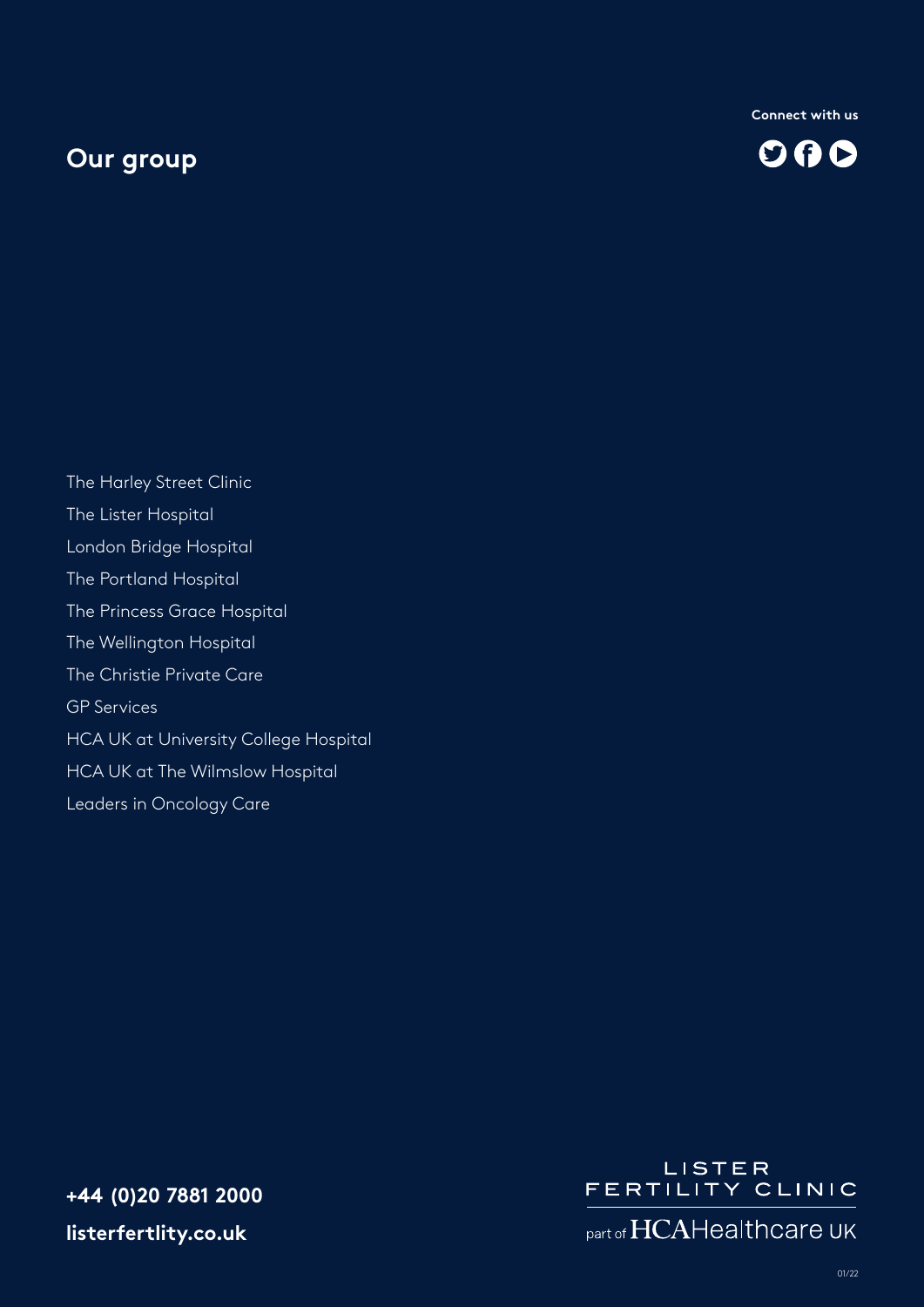## Our group

Connect with us

The Harley Street Clinic

The Lister Hospital

London Bridge Hospital

The Portland Hospital

The Princess Grace Hospital

The Wellington Hospital

The Christie Private Care

GP Services

HCA UK at University College Hospital

HCA UK at The Wilmslow Hospital

Leaders in Oncology Care

**+44 (0)20 7881 2000**

**listerfertlity.co.uk**

LISTER FERTILITY CLINIC

part of HCAHealthcare UK

01/22